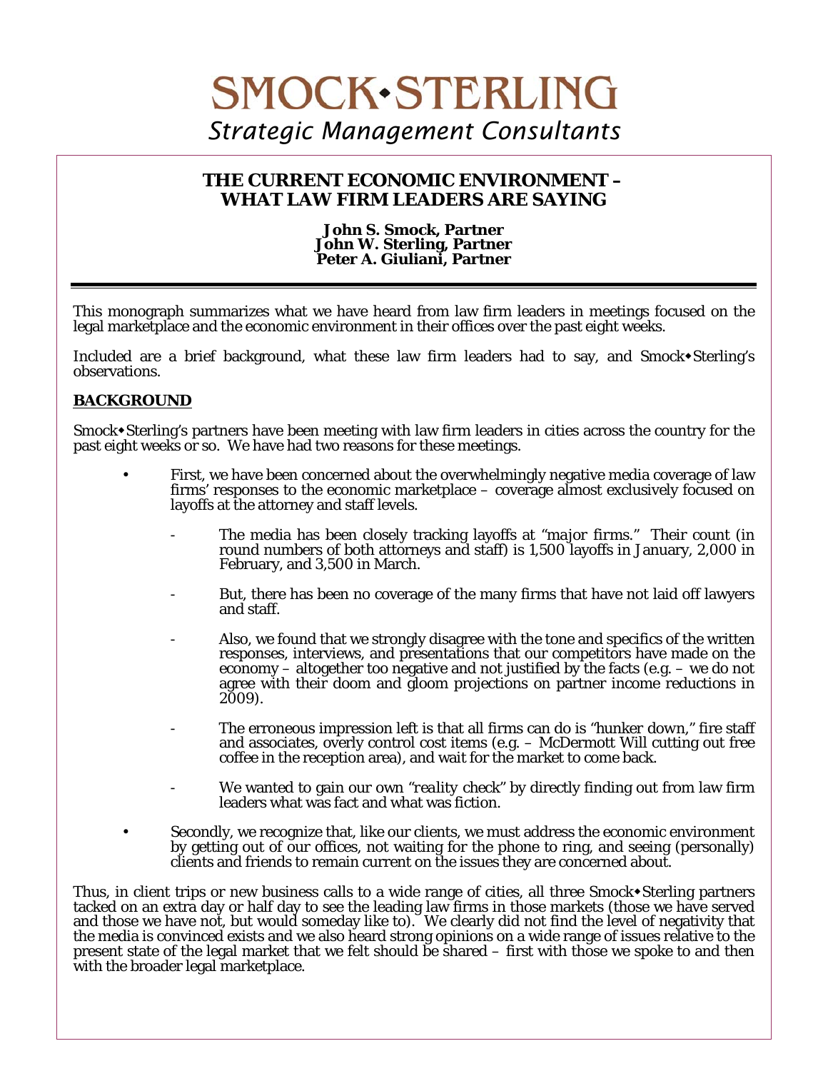# SMOCK•STERLING

*Strategic Management Consultants*

## THE CURRENT ECONOMIC ENVIRONMENT – WHAT LAW FIRM LEADERS ARE SAYING

**John S. Smock, Partner**
**John W. Sterling, Partner**
**Peter A. Giuliani, Partner**

---

This monograph summarizes what we have heard from law firm leaders in meetings focused on the legal marketplace and the economic environment in their offices over the past eight weeks.

Included are a brief background, what these law firm leaders had to say, and Smock•Sterling's observations.

### BACKGROUND

Smock•Sterling's partners have been meeting with law firm leaders in cities across the country for the past eight weeks or so. We have had two reasons for these meetings.

- First, we have been concerned about the overwhelmingly negative media coverage of law firms' responses to the economic marketplace – coverage almost exclusively focused on layoffs at the attorney and staff levels.
  - The media has been closely tracking layoffs at "major firms." Their count (in round numbers of both attorneys and staff) is 1,500 layoffs in January, 2,000 in February, and 3,500 in March.
  - But, there has been no coverage of the many firms that have not laid off lawyers and staff.
  - Also, we found that we strongly disagree with the tone and specifics of the written responses, interviews, and presentations that our competitors have made on the economy – altogether too negative and not justified by the facts (e.g. – we do not agree with their doom and gloom projections on partner income reductions in 2009).
  - The erroneous impression left is that all firms can do is "hunker down," fire staff and associates, overly control cost items (e.g. – McDermott Will cutting out free coffee in the reception area), and wait for the market to come back.
  - We wanted to gain our own "reality check" by directly finding out from law firm leaders what was fact and what was fiction.
- Secondly, we recognize that, like our clients, we must address the economic environment by getting out of our offices, not waiting for the phone to ring, and seeing (personally) clients and friends to remain current on the issues they are concerned about.

Thus, in client trips or new business calls to a wide range of cities, all three Smock•Sterling partners tacked on an extra day or half day to see the leading law firms in those markets (those we have served and those we have not, but would someday like to). We clearly did not find the level of negativity that the media is convinced exists and we also heard strong opinions on a wide range of issues relative to the present state of the legal market that we felt should be shared – first with those we spoke to and then with the broader legal marketplace.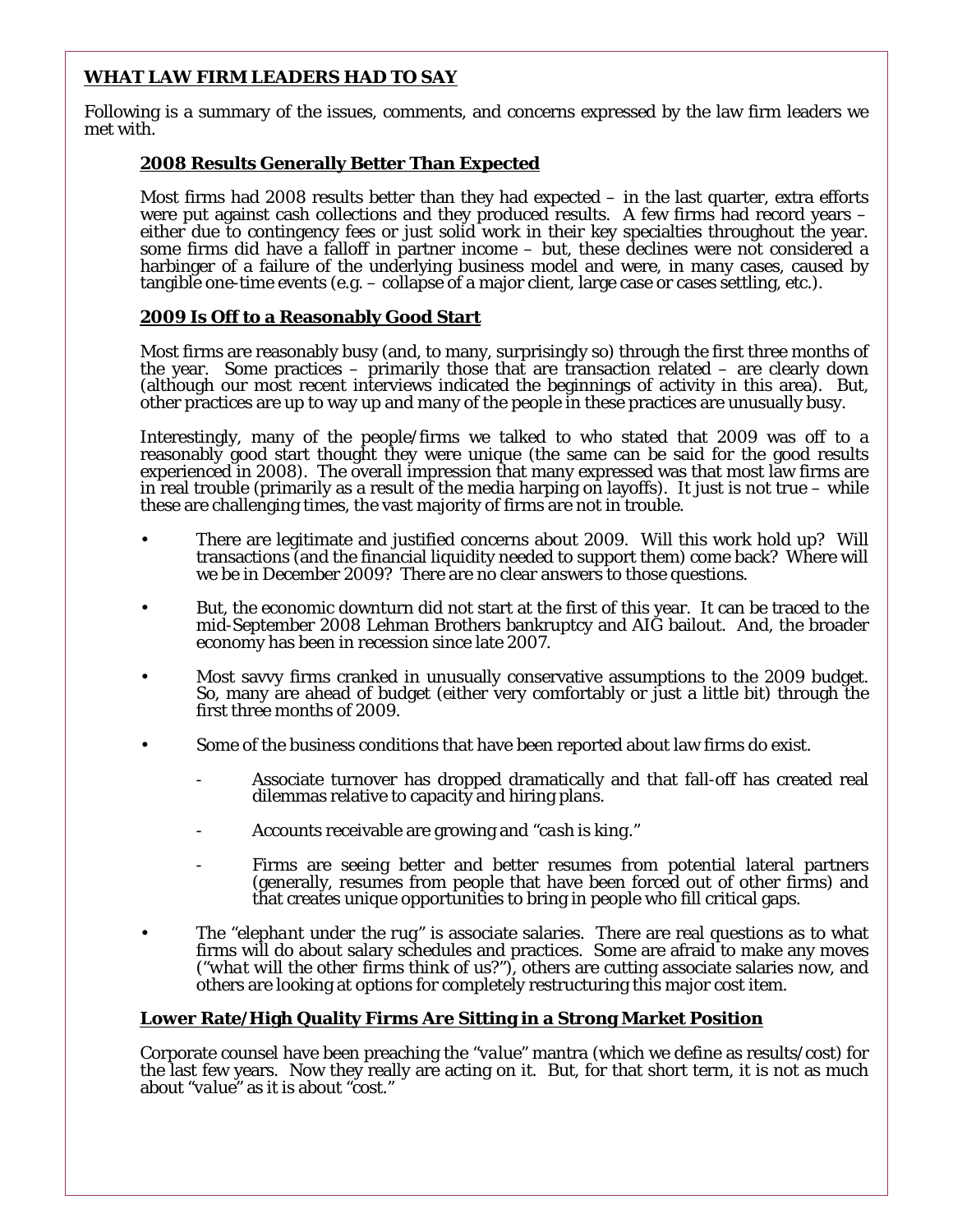## WHAT LAW FIRM LEADERS HAD TO SAY

Following is a summary of the issues, comments, and concerns expressed by the law firm leaders we met with.

### 2008 Results Generally Better Than Expected

Most firms had 2008 results better than they had expected – in the last quarter, extra efforts were put against cash collections and they produced results. A few firms had record years – either due to contingency fees or just solid work in their key specialties throughout the year. some firms did have a falloff in partner income – but, these declines were not considered a harbinger of a failure of the underlying business model and were, in many cases, caused by tangible one-time events (e.g. – collapse of a major client, large case or cases settling, etc.).

### 2009 Is Off to a Reasonably Good Start

Most firms are reasonably busy (and, to many, surprisingly so) through the first three months of the year. Some practices – primarily those that are transaction related – are clearly down (although our most recent interviews indicated the beginnings of activity in this area). But, other practices are up to way up and many of the people in these practices are unusually busy.

Interestingly, many of the people/firms we talked to who stated that 2009 was off to a reasonably good start thought they were unique (the same can be said for the good results experienced in 2008). The overall impression that many expressed was that most law firms are in real trouble (primarily as a result of the media harping on layoffs). It just is not true – while these are challenging times, the vast majority of firms are not in trouble.

- There are legitimate and justified concerns about 2009. Will this work hold up? Will transactions (and the financial liquidity needed to support them) come back? Where will we be in December 2009? There are no clear answers to those questions.
- But, the economic downturn did not start at the first of this year. It can be traced to the mid-September 2008 Lehman Brothers bankruptcy and AIG bailout. And, the broader economy has been in recession since late 2007.
- Most savvy firms cranked in unusually conservative assumptions to the 2009 budget. So, many are ahead of budget (either very comfortably or just a little bit) through the first three months of 2009.
- Some of the business conditions that have been reported about law firms do exist.
  - Associate turnover has dropped dramatically and that fall-off has created real dilemmas relative to capacity and hiring plans.
  - Accounts receivable are growing and "*cash is king*."
  - Firms are seeing better and better resumes from potential lateral partners (generally, resumes from people that have been forced out of other firms) and that creates unique opportunities to bring in people who fill critical gaps.
- The "*elephant under the rug*" is associate salaries. There are real questions as to what firms will do about salary schedules and practices. Some are afraid to make any moves ("*what will the other firms think of us?*"), others are cutting associate salaries now, and others are looking at options for completely restructuring this major cost item.

### Lower Rate/High Quality Firms Are Sitting in a Strong Market Position

Corporate counsel have been preaching the "*value*" mantra (which we define as results/cost) for the last few years. Now they really are acting on it. But, for that short term, it is not as much about "*value*" as it is about "*cost*."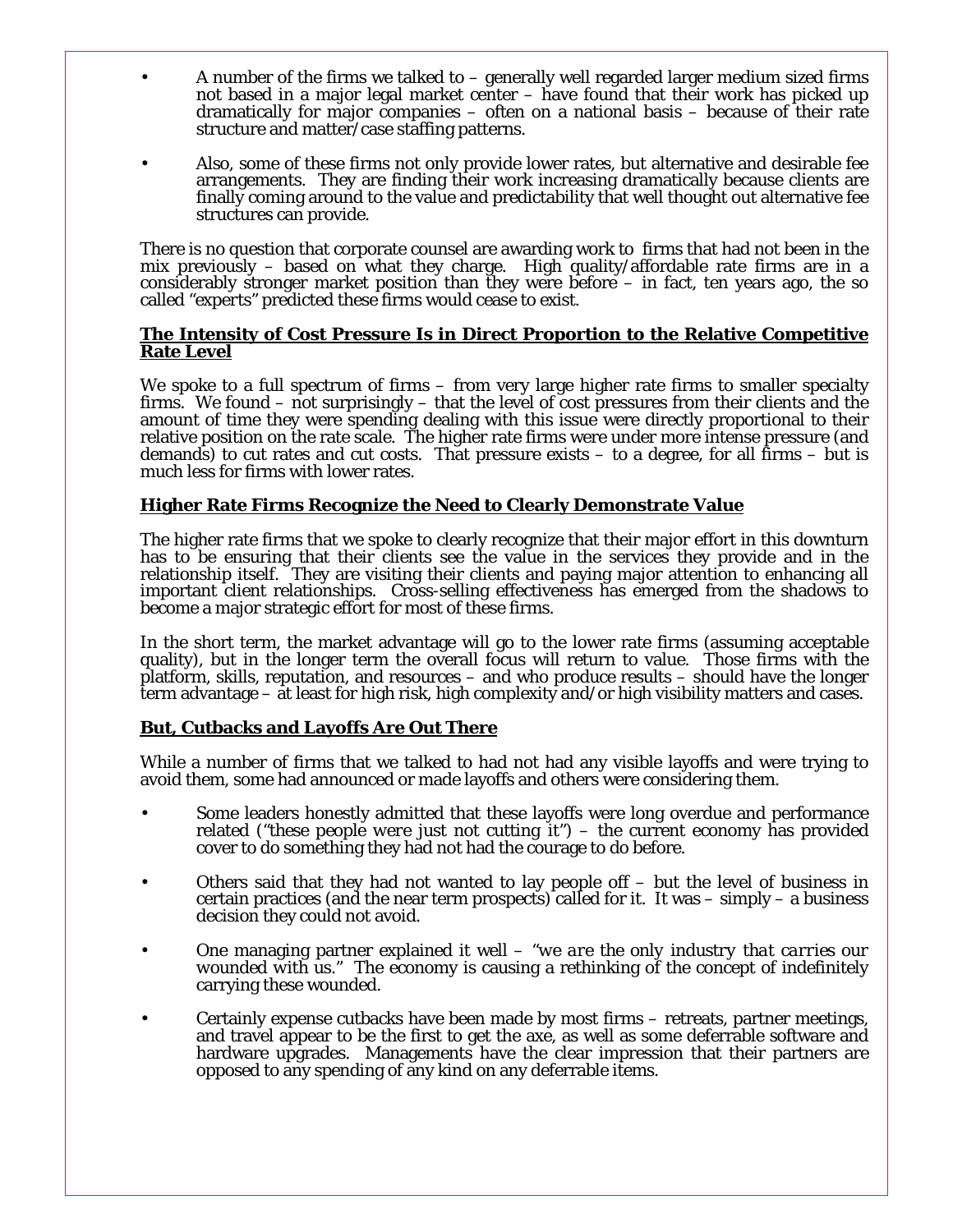- A number of the firms we talked to – generally well regarded larger medium sized firms not based in a major legal market center – have found that their work has picked up dramatically for major companies – often on a national basis – because of their rate structure and matter/case staffing patterns.

- Also, some of these firms not only provide lower rates, but alternative and desirable fee arrangements. They are finding their work increasing dramatically because clients are finally coming around to the value and predictability that well thought out alternative fee structures can provide.

There is no question that corporate counsel are awarding work to firms that had not been in the mix previously – based on what they charge. High quality/affordable rate firms are in a considerably stronger market position than they were before – in fact, ten years ago, the so called "experts" predicted these firms would cease to exist.

**The Intensity of Cost Pressure Is in Direct Proportion to the Relative Competitive Rate Level**

We spoke to a full spectrum of firms – from very large higher rate firms to smaller specialty firms. We found – not surprisingly – that the level of cost pressures from their clients and the amount of time they were spending dealing with this issue were directly proportional to their relative position on the rate scale. The higher rate firms were under more intense pressure (and demands) to cut rates and cut costs. That pressure exists – to a degree, for all firms – but is much less for firms with lower rates.

**Higher Rate Firms Recognize the Need to Clearly Demonstrate Value**

The higher rate firms that we spoke to clearly recognize that their major effort in this downturn has to be ensuring that their clients see the value in the services they provide and in the relationship itself. They are visiting their clients and paying major attention to enhancing all important client relationships. Cross-selling effectiveness has emerged from the shadows to become a major strategic effort for most of these firms.

In the short term, the market advantage will go to the lower rate firms (assuming acceptable quality), but in the longer term the overall focus will return to value. Those firms with the platform, skills, reputation, and resources – and who produce results – should have the longer term advantage – at least for high risk, high complexity and/or high visibility matters and cases.

**But, Cutbacks and Layoffs Are Out There**

While a number of firms that we talked to had not had any visible layoffs and were trying to avoid them, some had announced or made layoffs and others were considering them.

- Some leaders honestly admitted that these layoffs were long overdue and performance related ("these people were just not cutting it") – the current economy has provided cover to do something they had not had the courage to do before.

- Others said that they had not wanted to lay people off – but the level of business in certain practices (and the near term prospects) called for it. It was – simply – a business decision they could not avoid.

- One managing partner explained it well – "*we are the only industry that carries our wounded with us.*" The economy is causing a rethinking of the concept of indefinitely carrying these wounded.

- Certainly expense cutbacks have been made by most firms – retreats, partner meetings, and travel appear to be the first to get the axe, as well as some deferrable software and hardware upgrades. Managements have the clear impression that their partners are opposed to any spending of any kind on any deferrable items.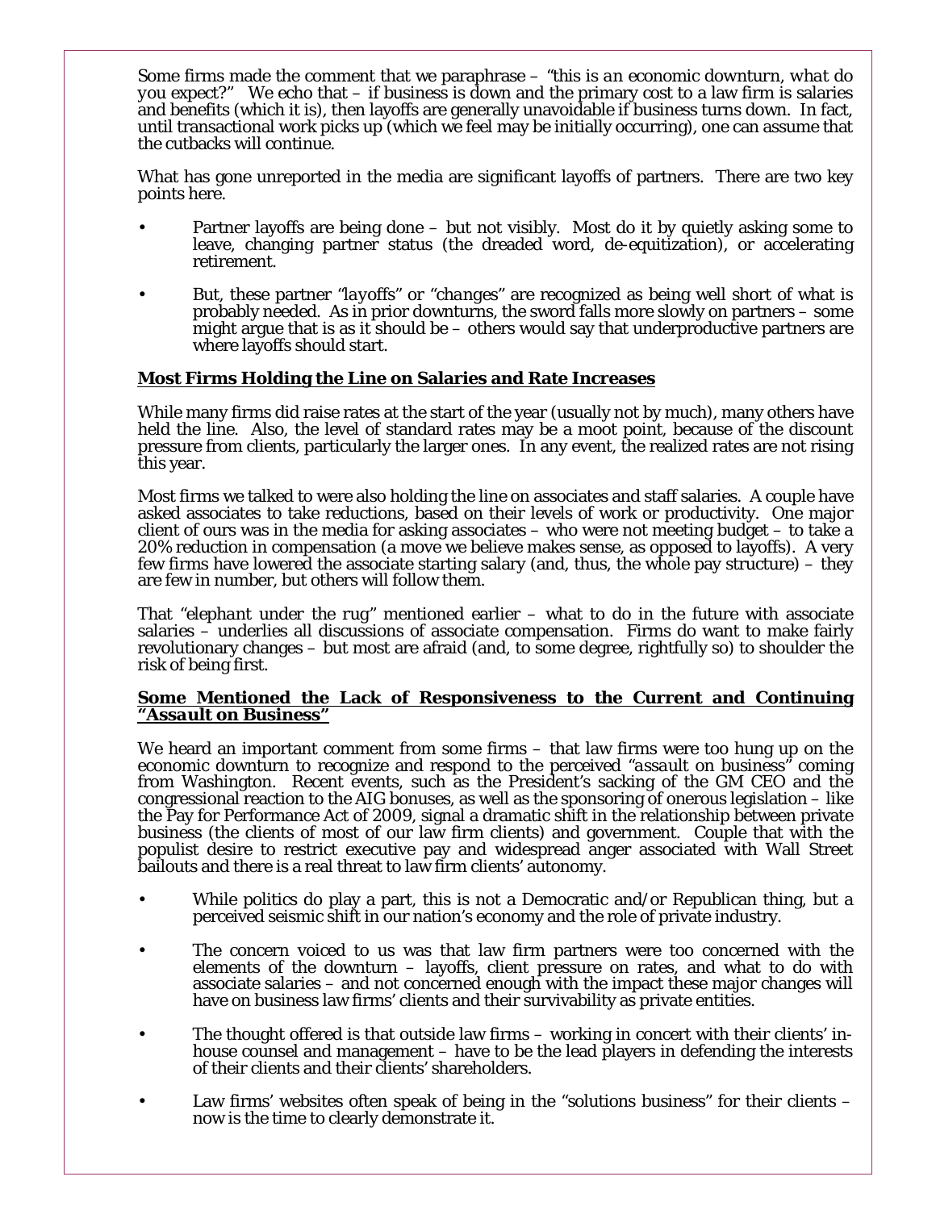Some firms made the comment that we paraphrase – "*this is an economic downturn, what do you expect?*" We echo that – if business is down and the primary cost to a law firm is salaries and benefits (which it is), then layoffs are generally unavoidable if business turns down. In fact, until transactional work picks up (which we feel may be initially occurring), one can assume that the cutbacks will continue.

What has gone unreported in the media are significant layoffs of partners. There are two key points here.

- Partner layoffs are being done – but not visibly. Most do it by quietly asking some to leave, changing partner status (the dreaded word, de-equitization), or accelerating retirement.
- But, these partner "*layoffs*" or "*changes*" are recognized as being well short of what is probably needed. As in prior downturns, the sword falls more slowly on partners – some might argue that is as it should be – others would say that underproductive partners are where layoffs should start.

**Most Firms Holding the Line on Salaries and Rate Increases**

While many firms did raise rates at the start of the year (usually not by much), many others have held the line. Also, the level of standard rates may be a moot point, because of the discount pressure from clients, particularly the larger ones. In any event, the realized rates are not rising this year.

Most firms we talked to were also holding the line on associates and staff salaries. A couple have asked associates to take reductions, based on their levels of work or productivity. One major client of ours was in the media for asking associates – who were not meeting budget – to take a 20% reduction in compensation (a move we believe makes sense, as opposed to layoffs). A very few firms have lowered the associate starting salary (and, thus, the whole pay structure) – they are few in number, but others will follow them.

That "*elephant under the rug*" mentioned earlier – what to do in the future with associate salaries – underlies all discussions of associate compensation. Firms do want to make fairly revolutionary changes – but most are afraid (and, to some degree, rightfully so) to shoulder the risk of being first.

**Some Mentioned the Lack of Responsiveness to the Current and Continuing *"Assault on Business"***

We heard an important comment from some firms – that law firms were too hung up on the economic downturn to recognize and respond to the perceived "*assault on business*" coming from Washington. Recent events, such as the President's sacking of the GM CEO and the congressional reaction to the AIG bonuses, as well as the sponsoring of onerous legislation – like the Pay for Performance Act of 2009, signal a dramatic shift in the relationship between private business (the clients of most of our law firm clients) and government. Couple that with the populist desire to restrict executive pay and widespread anger associated with Wall Street bailouts and there is a real threat to law firm clients' autonomy.

- While politics do play a part, this is not a Democratic and/or Republican thing, but a perceived seismic shift in our nation's economy and the role of private industry.
- The concern voiced to us was that law firm partners were too concerned with the elements of the downturn – layoffs, client pressure on rates, and what to do with associate salaries – and not concerned enough with the impact these major changes will have on business law firms' clients and their survivability as private entities.
- The thought offered is that outside law firms – working in concert with their clients' in-house counsel and management – have to be the lead players in defending the interests of their clients and their clients' shareholders.
- Law firms' websites often speak of being in the "solutions business" for their clients – now is the time to clearly demonstrate it.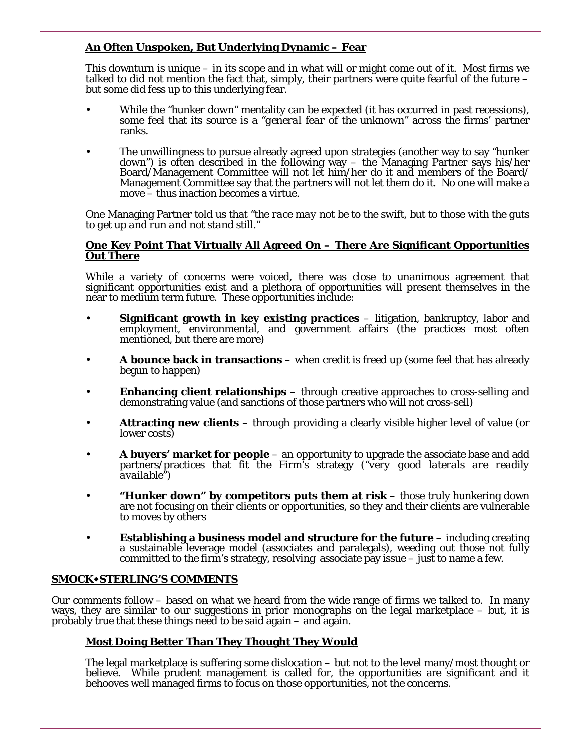### **An Often Unspoken, But Underlying Dynamic – Fear**

This downturn is unique – in its scope and in what will or might come out of it. Most firms we talked to did not mention the fact that, simply, their partners were quite fearful of the future – but some did fess up to this underlying fear.

- While the "hunker down" mentality can be expected (it has occurred in past recessions), some feel that its source is a "*general fear of the unknown*" across the firms' partner ranks.

- The unwillingness to pursue already agreed upon strategies (another way to say "hunker down") is often described in the following way – the Managing Partner says his/her Board/Management Committee will not let him/her do it and members of the Board/ Management Committee say that the partners will not let them do it. No one will make a move – thus inaction becomes a virtue.

One Managing Partner told us that "*the race may not be to the swift, but to those with the guts to get up and run and not stand still.*"

### **One Key Point That Virtually All Agreed On – There Are Significant Opportunities Out There**

While a variety of concerns were voiced, there was close to unanimous agreement that significant opportunities exist and a plethora of opportunities will present themselves in the near to medium term future. These opportunities include:

- **Significant growth in key existing practices** – litigation, bankruptcy, labor and employment, environmental, and government affairs (the practices most often mentioned, but there are more)

- **A bounce back in transactions** – when credit is freed up (some feel that has already begun to happen)

- **Enhancing client relationships** – through creative approaches to cross-selling and demonstrating value (and sanctions of those partners who will not cross-sell)

- **Attracting new clients** – through providing a clearly visible higher level of value (or lower costs)

- **A buyers' market for people** – an opportunity to upgrade the associate base and add partners/practices that fit the Firm's strategy ("*very good laterals are readily available*")

- **"Hunker down" by competitors puts them at risk** – those truly hunkering down are not focusing on their clients or opportunities, so they and their clients are vulnerable to moves by others

- **Establishing a business model and structure for the future** – including creating a sustainable leverage model (associates and paralegals), weeding out those not fully committed to the firm's strategy, resolving associate pay issue – just to name a few.

## **SMOCK◆STERLING'S COMMENTS**

Our comments follow – based on what we heard from the wide range of firms we talked to. In many ways, they are similar to our suggestions in prior monographs on the legal marketplace – but, it is probably true that these things need to be said again – and again.

### **Most Doing Better Than They Thought They Would**

The legal marketplace is suffering some dislocation – but not to the level many/most thought or believe. While prudent management is called for, the opportunities are significant and it behooves well managed firms to focus on those opportunities, not the concerns.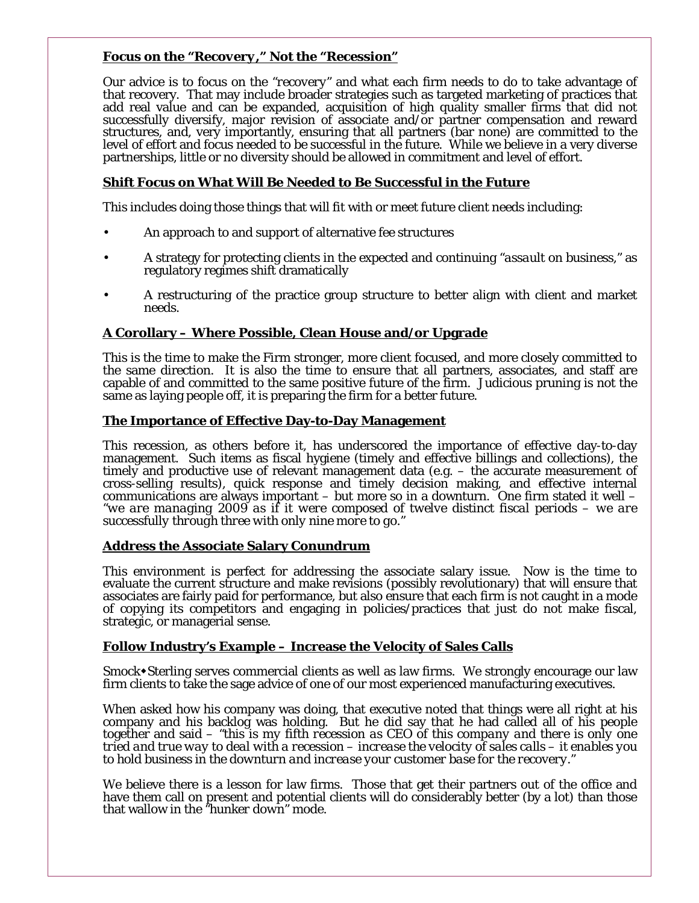### Focus on the "Recovery," Not the "Recession"

Our advice is to focus on the "recovery" and what each firm needs to do to take advantage of that recovery. That may include broader strategies such as targeted marketing of practices that add real value and can be expanded, acquisition of high quality smaller firms that did not successfully diversify, major revision of associate and/or partner compensation and reward structures, and, very importantly, ensuring that all partners (bar none) are committed to the level of effort and focus needed to be successful in the future. While we believe in a very diverse partnerships, little or no diversity should be allowed in commitment and level of effort.

### Shift Focus on What Will Be Needed to Be Successful in the Future

This includes doing those things that will fit with or meet future client needs including:

- An approach to and support of alternative fee structures
- A strategy for protecting clients in the expected and continuing "assault on business," as regulatory regimes shift dramatically
- A restructuring of the practice group structure to better align with client and market needs.

### A Corollary – Where Possible, Clean House and/or Upgrade

This is the time to make the Firm stronger, more client focused, and more closely committed to the same direction. It is also the time to ensure that all partners, associates, and staff are capable of and committed to the same positive future of the firm. Judicious pruning is not the same as laying people off, it is preparing the firm for a better future.

### The Importance of Effective Day-to-Day Management

This recession, as others before it, has underscored the importance of effective day-to-day management. Such items as fiscal hygiene (timely and effective billings and collections), the timely and productive use of relevant management data (e.g. – the accurate measurement of cross-selling results), quick response and timely decision making, and effective internal communications are always important – but more so in a downturn. One firm stated it well – *"we are managing 2009 as if it were composed of twelve distinct fiscal periods – we are successfully through three with only nine more to go."*

### Address the Associate Salary Conundrum

This environment is perfect for addressing the associate salary issue. Now is the time to evaluate the current structure and make revisions (possibly revolutionary) that will ensure that associates are fairly paid for performance, but also ensure that each firm is not caught in a mode of copying its competitors and engaging in policies/practices that just do not make fiscal, strategic, or managerial sense.

### Follow Industry's Example – Increase the Velocity of Sales Calls

Smock•Sterling serves commercial clients as well as law firms. We strongly encourage our law firm clients to take the sage advice of one of our most experienced manufacturing executives.

When asked how his company was doing, that executive noted that things were all right at his company and his backlog was holding. But he did say that he had called all of his people together and said – *"this is my fifth recession as CEO of this company and there is only one tried and true way to deal with a recession – increase the velocity of sales calls – it enables you to hold business in the downturn and increase your customer base for the recovery."*

We believe there is a lesson for law firms. Those that get their partners out of the office and have them call on present and potential clients will do considerably better (by a lot) than those that wallow in the "hunker down" mode.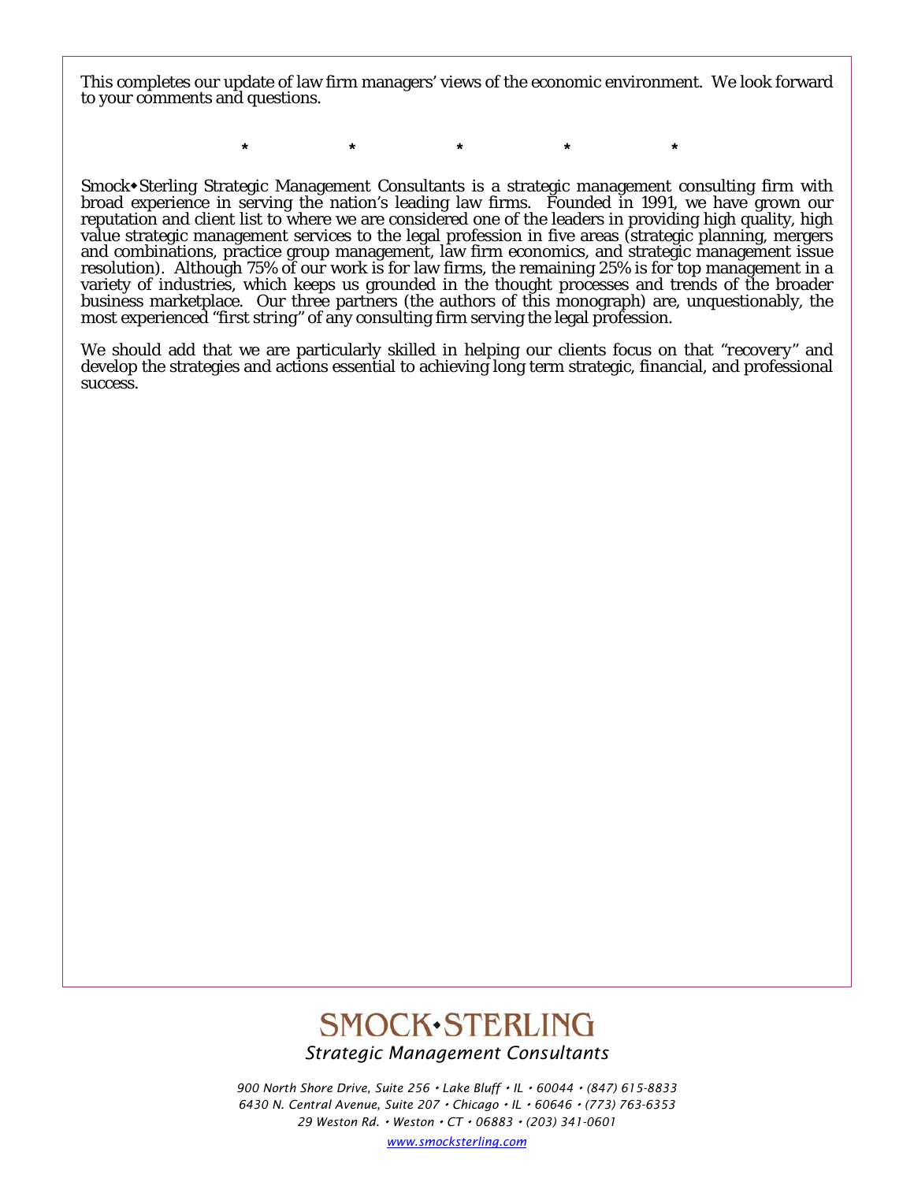This completes our update of law firm managers' views of the economic environment. We look forward to your comments and questions.

\* \* \* \* \*

Smock•Sterling Strategic Management Consultants is a strategic management consulting firm with broad experience in serving the nation's leading law firms. Founded in 1991, we have grown our reputation and client list to where we are considered one of the leaders in providing high quality, high value strategic management services to the legal profession in five areas (strategic planning, mergers and combinations, practice group management, law firm economics, and strategic management issue resolution). Although 75% of our work is for law firms, the remaining 25% is for top management in a variety of industries, which keeps us grounded in the thought processes and trends of the broader business marketplace. Our three partners (the authors of this monograph) are, unquestionably, the most experienced "first string" of any consulting firm serving the legal profession.

We should add that we are particularly skilled in helping our clients focus on that "recovery" and develop the strategies and actions essential to achieving long term strategic, financial, and professional success.

SMOCK•STERLING

*Strategic Management Consultants*

*900 North Shore Drive, Suite 256 • Lake Bluff • IL • 60044 • (847) 615-8833*
*6430 N. Central Avenue, Suite 207 • Chicago • IL • 60646 • (773) 763-6353*
*29 Weston Rd. • Weston • CT • 06883 • (203) 341-0601*

*www.smocksterling.com*